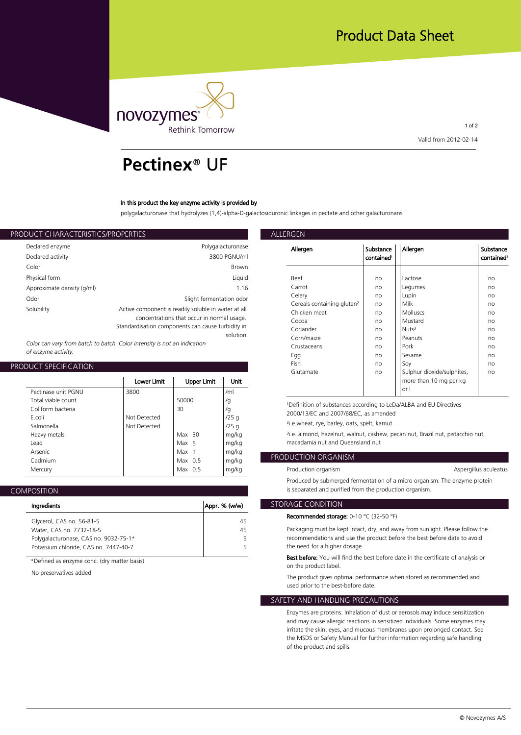Product Data Sheet

novozymes® Rethink Tomorrow

Valid from 2012-02-14

# Pectinex® UF

**In this product the key enzyme activity is provided by**

polygalacturonase that hydrolyzes (1,4)-alpha-D-galactosiduronic linkages in pectate and other galacturonans

## PRODUCT CHARACTERISTICS/PROPERTIES

| | |
|---|---|
| Declared enzyme | Polygalacturonase |
| Declared activity | 3800 PGNU/ml |
| Color | Brown |
| Physical form | Liquid |
| Approximate density (g/ml) | 1.16 |
| Odor | Slight fermentation odor |
| Solubility | Active component is readily soluble in water at all concentrations that occur in normal usage. Standardisation components can cause turbidity in solution. |

*Color can vary from batch to batch. Color intensity is not an indication of enzyme activity.*

## PRODUCT SPECIFICATION

| | Lower Limit | Upper Limit | Unit |
|---|---|---|---|
| Pectinase unit PGNU | 3800 | | /ml |
| Total viable count | | 50000 | /g |
| Coliform bacteria | | 30 | /g |
| E.coli | Not Detected | | /25 g |
| Salmonella | Not Detected | | /25 g |
| Heavy metals | | Max 30 | mg/kg |
| Lead | | Max 5 | mg/kg |
| Arsenic | | Max 3 | mg/kg |
| Cadmium | | Max 0.5 | mg/kg |
| Mercury | | Max 0.5 | mg/kg |

## COMPOSITION

| Ingredients | Appr. % (w/w) |
|---|---|
| Glycerol, CAS no. 56-81-5 | 45 |
| Water, CAS no. 7732-18-5 | 45 |
| Polygalacturonase, CAS no. 9032-75-1* | 5 |
| Potassium chloride, CAS no. 7447-40-7 | 5 |

*Defined as enzyme conc. (dry matter basis)

No preservatives added

## ALLERGEN

| Allergen | Substance contained[1] | Allergen | Substance contained[1] |
|---|---|---|---|
| Beef | no | Lactose | no |
| Carrot | no | Legumes | no |
| Celery | no | Lupin | no |
| Cereals containing gluten[2] | no | Milk | no |
| Chicken meat | no | Molluscs | no |
| Cocoa | no | Mustard | no |
| Coriander | no | Nuts[3] | no |
| Corn/maize | no | Peanuts | no |
| Crustaceans | no | Pork | no |
| Egg | no | Sesame | no |
| Fish | no | Soy | no |
| Glutamate | no | Sulphur dioxide/sulphites, more than 10 mg per kg or l | no |

[1]Definition of substances according to LeDa/ALBA and EU Directives 2000/13/EC and 2007/68/EC, as amended

[2]i.e.wheat, rye, barley, oats, spelt, kamut

[3]i.e. almond, hazelnut, walnut, cashew, pecan nut, Brazil nut, pistachio nut, macadamia nut and Queensland nut

## PRODUCTION ORGANISM

| | |
|---|---|
| Production organism | Aspergillus aculeatus |

Produced by submerged fermentation of a micro organism. The enzyme protein is separated and purified from the production organism.

## STORAGE CONDITION

**Recommended storage:** 0-10 °C (32-50 °F)

Packaging must be kept intact, dry, and away from sunlight. Please follow the recommendations and use the product before the best before date to avoid the need for a higher dosage.

**Best before:** You will find the best before date in the certificate of analysis or on the product label.

The product gives optimal performance when stored as recommended and used prior to the best-before date.

## SAFETY AND HANDLING PRECAUTIONS

Enzymes are proteins. Inhalation of dust or aerosols may induce sensitization and may cause allergic reactions in sensitized individuals. Some enzymes may irritate the skin, eyes, and mucous membranes upon prolonged contact. See the MSDS or Safety Manual for further information regarding safe handling of the product and spills.

© Novozymes A/S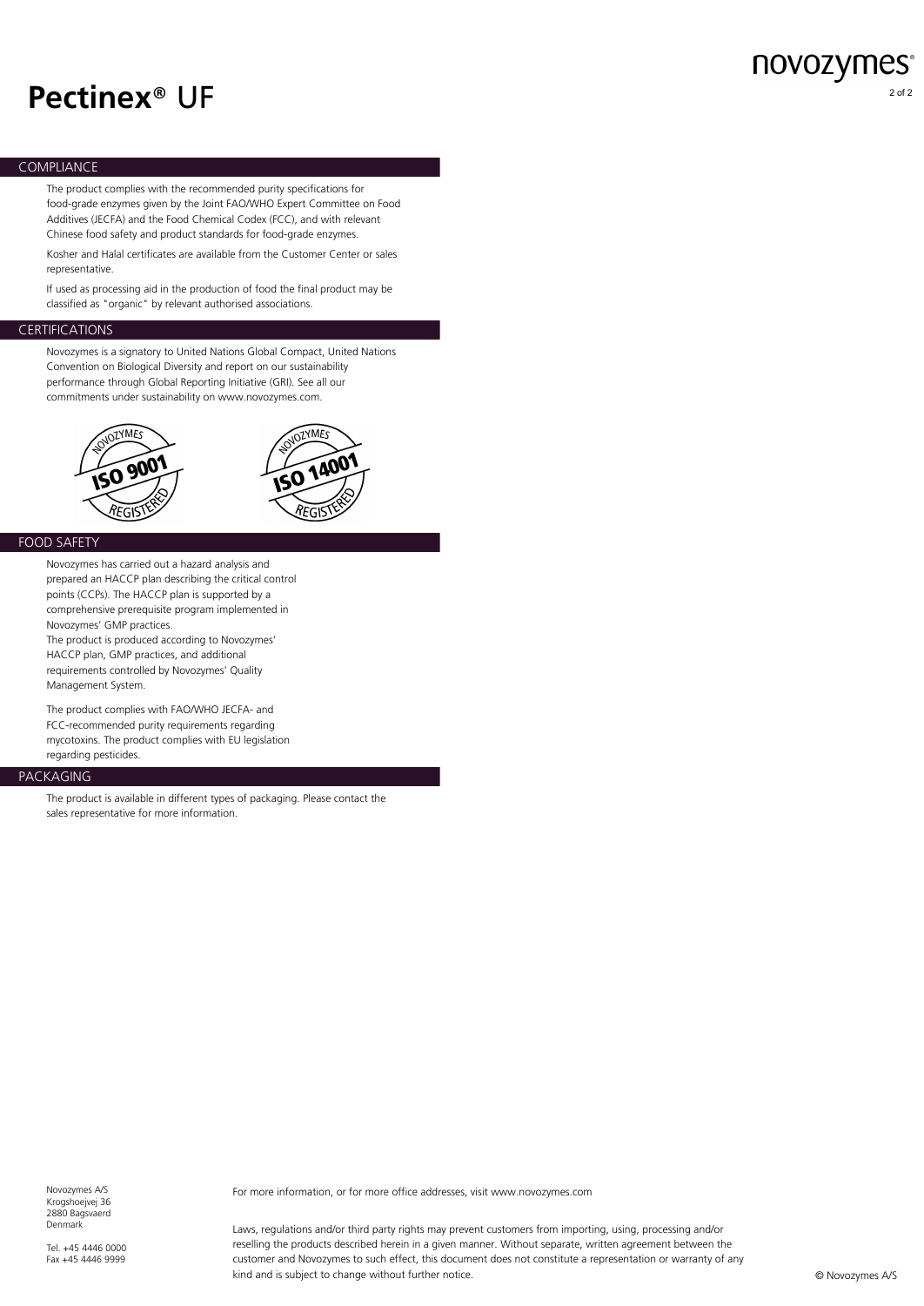# **Pectinex**® UF

## COMPLIANCE

The product complies with the recommended purity specifications for food-grade enzymes given by the Joint FAO/WHO Expert Committee on Food Additives (JECFA) and the Food Chemical Codex (FCC), and with relevant Chinese food safety and product standards for food-grade enzymes.

Kosher and Halal certificates are available from the Customer Center or sales representative.

If used as processing aid in the production of food the final product may be classified as "organic" by relevant authorised associations.

## CERTIFICATIONS

Novozymes is a signatory to United Nations Global Compact, United Nations Convention on Biological Diversity and report on our sustainability performance through Global Reporting Initiative (GRI). See all our commitments under sustainability on www.novozymes.com.

NOVOZYMES ISO 9001 REGISTERED

NOVOZYMES ISO 14001 REGISTERED

## FOOD SAFETY

Novozymes has carried out a hazard analysis and prepared an HACCP plan describing the critical control points (CCPs). The HACCP plan is supported by a comprehensive prerequisite program implemented in Novozymes' GMP practices.
The product is produced according to Novozymes' HACCP plan, GMP practices, and additional requirements controlled by Novozymes' Quality Management System.

The product complies with FAO/WHO JECFA- and FCC-recommended purity requirements regarding mycotoxins. The product complies with EU legislation regarding pesticides.

## PACKAGING

The product is available in different types of packaging. Please contact the sales representative for more information.

Novozymes A/S
Krogshoejvej 36
2880 Bagsvaerd
Denmark

Tel. +45 4446 0000
Fax +45 4446 9999

For more information, or for more office addresses, visit www.novozymes.com

Laws, regulations and/or third party rights may prevent customers from importing, using, processing and/or reselling the products described herein in a given manner. Without separate, written agreement between the customer and Novozymes to such effect, this document does not constitute a representation or warranty of any kind and is subject to change without further notice.

© Novozymes A/S